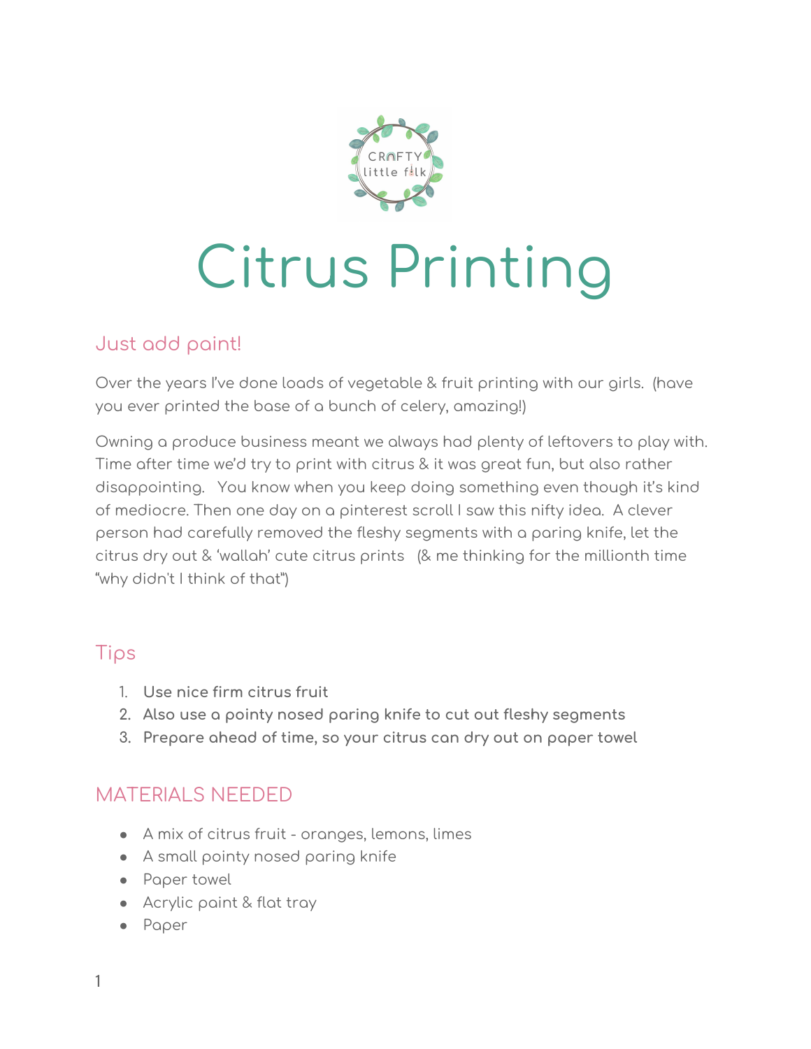# Citrus Printing

## Just add paint!

Over the years I've done loads of vegetable & fruit printing with our girls. (have you ever printed the base of a bunch of celery, amazing!)

Owning a produce business meant we always had plenty of leftovers to play with. Time after time we'd try to print with citrus & it was great fun, but also rather disappointing. You know when you keep doing something even though it's kind of mediocre. Then one day on a pinterest scroll I saw this nifty idea. A clever person had carefully removed the fleshy segments with a paring knife, let the citrus dry out & 'wallah' cute citrus prints (& me thinking for the millionth time "why didn't I think of that")

## Tips

1. **Use nice firm citrus fruit**
2. **Also use a pointy nosed paring knife to cut out fleshy segments**
3. **Prepare ahead of time, so your citrus can dry out on paper towel**

## MATERIALS NEEDED

- A mix of citrus fruit - oranges, lemons, limes
- A small pointy nosed paring knife
- Paper towel
- Acrylic paint & flat tray
- Paper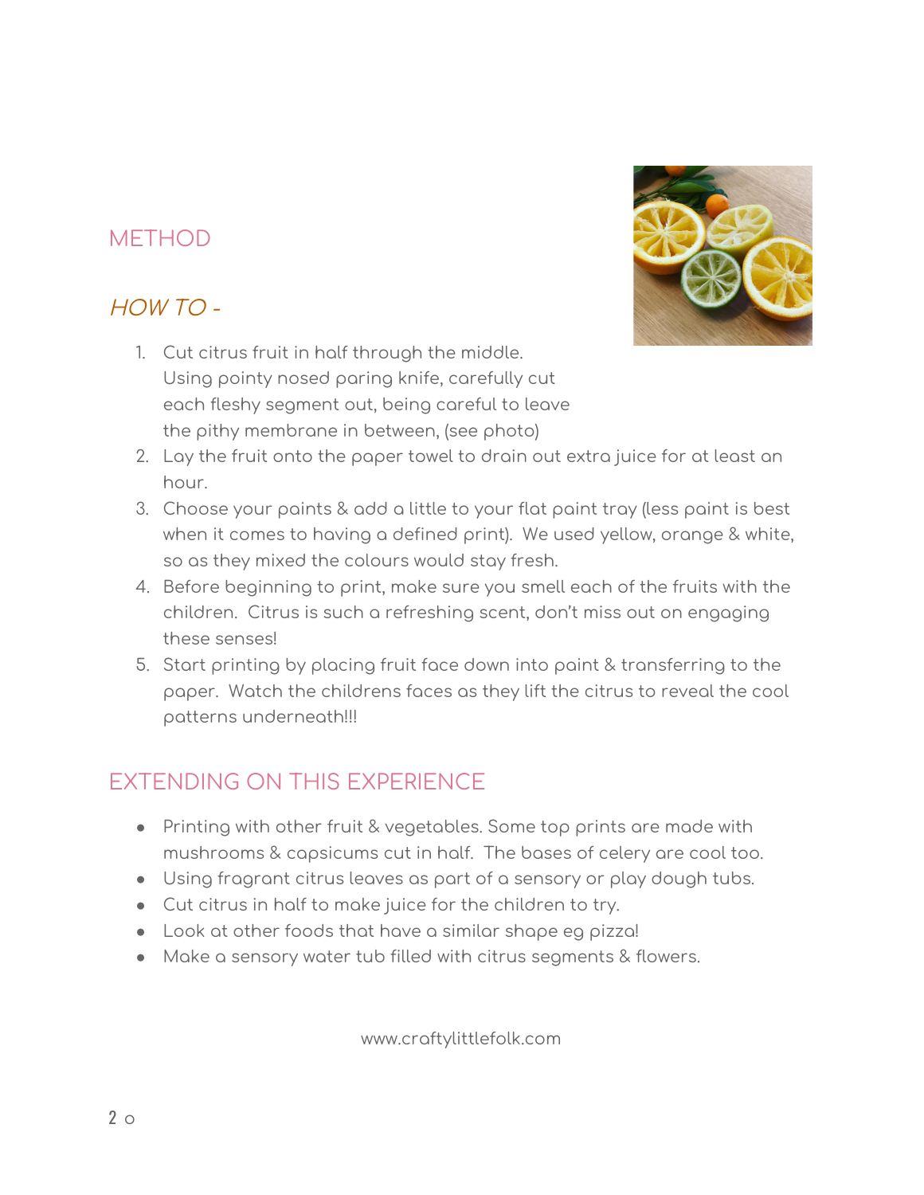## METHOD

### *HOW TO -*

1. Cut citrus fruit in half through the middle. Using pointy nosed paring knife, carefully cut each fleshy segment out, being careful to leave the pithy membrane in between, (see photo)
2. Lay the fruit onto the paper towel to drain out extra juice for at least an hour.
3. Choose your paints & add a little to your flat paint tray (less paint is best when it comes to having a defined print). We used yellow, orange & white, so as they mixed the colours would stay fresh.
4. Before beginning to print, make sure you smell each of the fruits with the children. Citrus is such a refreshing scent, don't miss out on engaging these senses!
5. Start printing by placing fruit face down into paint & transferring to the paper. Watch the childrens faces as they lift the citrus to reveal the cool patterns underneath!!!

## EXTENDING ON THIS EXPERIENCE

- Printing with other fruit & vegetables. Some top prints are made with mushrooms & capsicums cut in half. The bases of celery are cool too.
- Using fragrant citrus leaves as part of a sensory or play dough tubs.
- Cut citrus in half to make juice for the children to try.
- Look at other foods that have a similar shape eg pizza!
- Make a sensory water tub filled with citrus segments & flowers.

www.craftylittlefolk.com